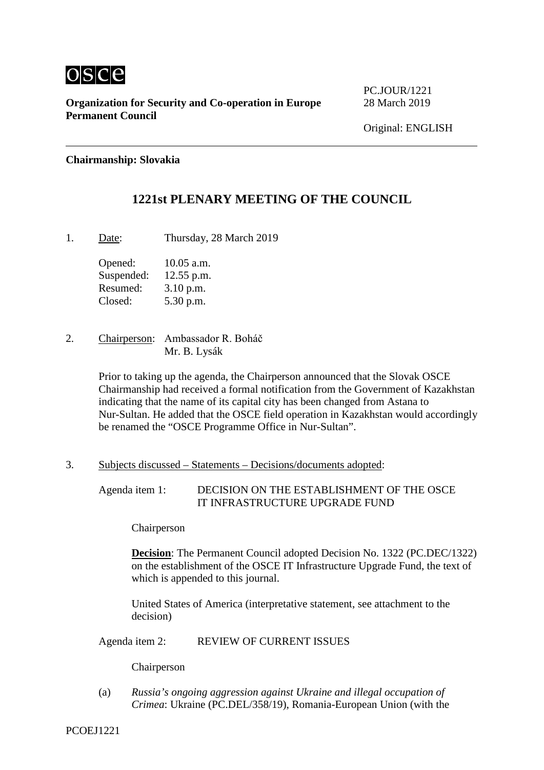osce

**Organization for Security and Co-operation in Europe**
**Permanent Council**

PC.JOUR/1221
28 March 2019

Original: ENGLISH

---

**Chairmanship: Slovakia**

## 1221st PLENARY MEETING OF THE COUNCIL

1. Date: Thursday, 28 March 2019

   Opened: 10.05 a.m.
   Suspended: 12.55 p.m.
   Resumed: 3.10 p.m.
   Closed: 5.30 p.m.

2. Chairperson: Ambassador R. Boháč
   Mr. B. Lysák

   Prior to taking up the agenda, the Chairperson announced that the Slovak OSCE Chairmanship had received a formal notification from the Government of Kazakhstan indicating that the name of its capital city has been changed from Astana to Nur-Sultan. He added that the OSCE field operation in Kazakhstan would accordingly be renamed the "OSCE Programme Office in Nur-Sultan".

3. Subjects discussed – Statements – Decisions/documents adopted:

   Agenda item 1: DECISION ON THE ESTABLISHMENT OF THE OSCE IT INFRASTRUCTURE UPGRADE FUND

   Chairperson

   **Decision**: The Permanent Council adopted Decision No. 1322 (PC.DEC/1322) on the establishment of the OSCE IT Infrastructure Upgrade Fund, the text of which is appended to this journal.

   United States of America (interpretative statement, see attachment to the decision)

   Agenda item 2: REVIEW OF CURRENT ISSUES

   Chairperson

   (a) *Russia's ongoing aggression against Ukraine and illegal occupation of Crimea*: Ukraine (PC.DEL/358/19), Romania-European Union (with the

PCOEJ1221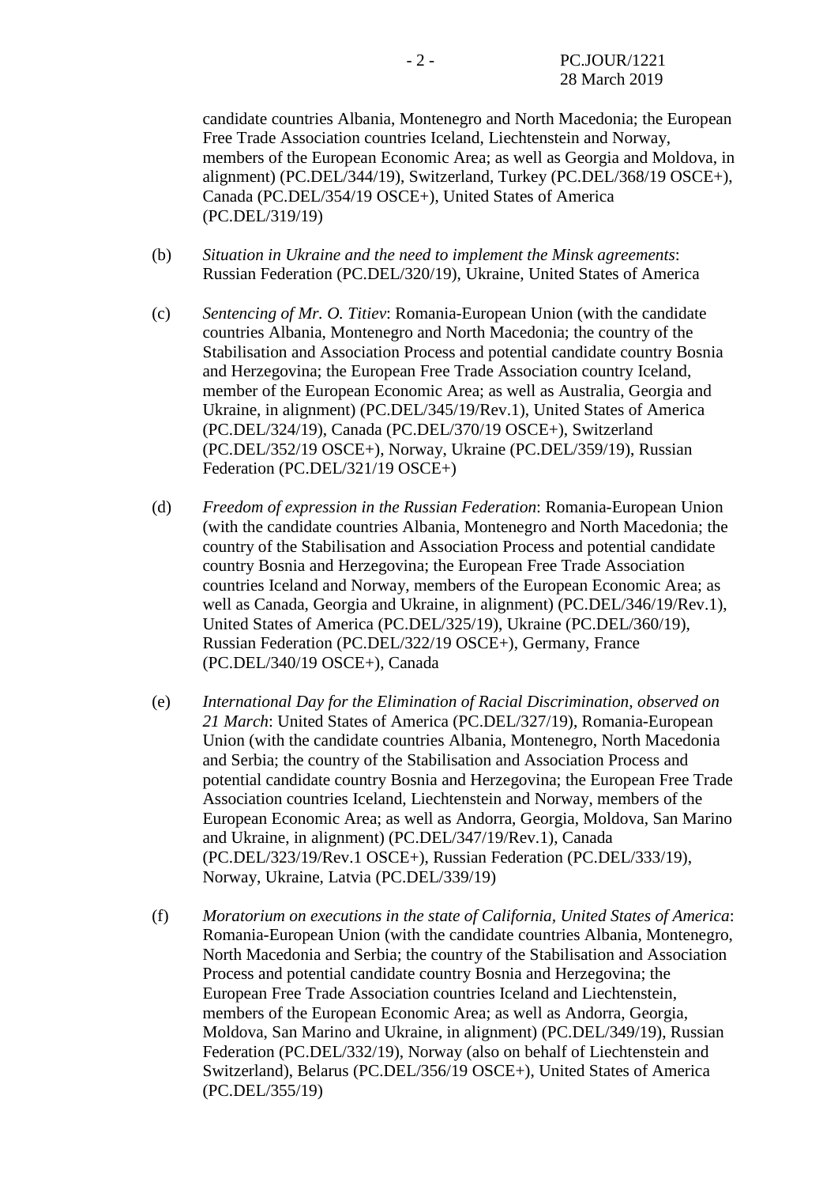candidate countries Albania, Montenegro and North Macedonia; the European Free Trade Association countries Iceland, Liechtenstein and Norway, members of the European Economic Area; as well as Georgia and Moldova, in alignment) (PC.DEL/344/19), Switzerland, Turkey (PC.DEL/368/19 OSCE+), Canada (PC.DEL/354/19 OSCE+), United States of America (PC.DEL/319/19)

(b) *Situation in Ukraine and the need to implement the Minsk agreements*: Russian Federation (PC.DEL/320/19), Ukraine, United States of America

(c) *Sentencing of Mr. O. Titiev*: Romania-European Union (with the candidate countries Albania, Montenegro and North Macedonia; the country of the Stabilisation and Association Process and potential candidate country Bosnia and Herzegovina; the European Free Trade Association country Iceland, member of the European Economic Area; as well as Australia, Georgia and Ukraine, in alignment) (PC.DEL/345/19/Rev.1), United States of America (PC.DEL/324/19), Canada (PC.DEL/370/19 OSCE+), Switzerland (PC.DEL/352/19 OSCE+), Norway, Ukraine (PC.DEL/359/19), Russian Federation (PC.DEL/321/19 OSCE+)

(d) *Freedom of expression in the Russian Federation*: Romania-European Union (with the candidate countries Albania, Montenegro and North Macedonia; the country of the Stabilisation and Association Process and potential candidate country Bosnia and Herzegovina; the European Free Trade Association countries Iceland and Norway, members of the European Economic Area; as well as Canada, Georgia and Ukraine, in alignment) (PC.DEL/346/19/Rev.1), United States of America (PC.DEL/325/19), Ukraine (PC.DEL/360/19), Russian Federation (PC.DEL/322/19 OSCE+), Germany, France (PC.DEL/340/19 OSCE+), Canada

(e) *International Day for the Elimination of Racial Discrimination, observed on 21 March*: United States of America (PC.DEL/327/19), Romania-European Union (with the candidate countries Albania, Montenegro, North Macedonia and Serbia; the country of the Stabilisation and Association Process and potential candidate country Bosnia and Herzegovina; the European Free Trade Association countries Iceland, Liechtenstein and Norway, members of the European Economic Area; as well as Andorra, Georgia, Moldova, San Marino and Ukraine, in alignment) (PC.DEL/347/19/Rev.1), Canada (PC.DEL/323/19/Rev.1 OSCE+), Russian Federation (PC.DEL/333/19), Norway, Ukraine, Latvia (PC.DEL/339/19)

(f) *Moratorium on executions in the state of California, United States of America*: Romania-European Union (with the candidate countries Albania, Montenegro, North Macedonia and Serbia; the country of the Stabilisation and Association Process and potential candidate country Bosnia and Herzegovina; the European Free Trade Association countries Iceland and Liechtenstein, members of the European Economic Area; as well as Andorra, Georgia, Moldova, San Marino and Ukraine, in alignment) (PC.DEL/349/19), Russian Federation (PC.DEL/332/19), Norway (also on behalf of Liechtenstein and Switzerland), Belarus (PC.DEL/356/19 OSCE+), United States of America (PC.DEL/355/19)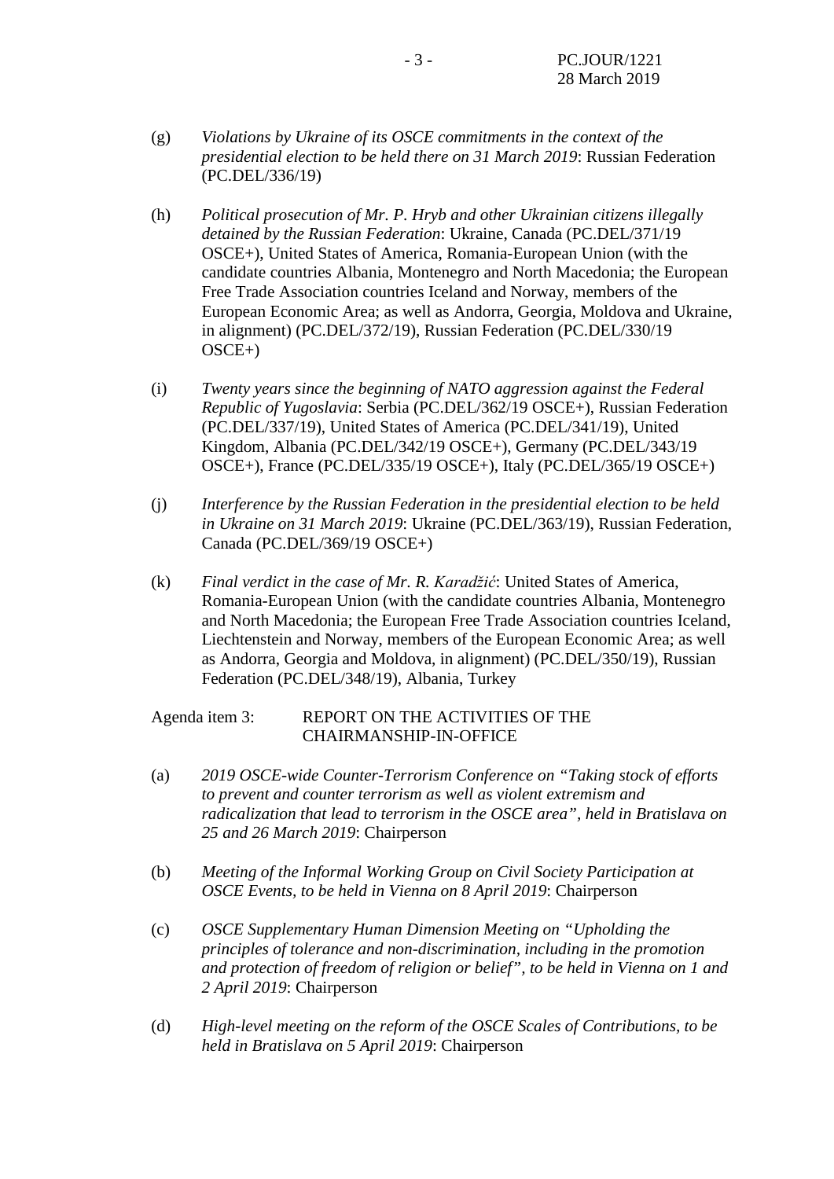(g) *Violations by Ukraine of its OSCE commitments in the context of the presidential election to be held there on 31 March 2019*: Russian Federation (PC.DEL/336/19)

(h) *Political prosecution of Mr. P. Hryb and other Ukrainian citizens illegally detained by the Russian Federation*: Ukraine, Canada (PC.DEL/371/19 OSCE+), United States of America, Romania-European Union (with the candidate countries Albania, Montenegro and North Macedonia; the European Free Trade Association countries Iceland and Norway, members of the European Economic Area; as well as Andorra, Georgia, Moldova and Ukraine, in alignment) (PC.DEL/372/19), Russian Federation (PC.DEL/330/19 OSCE+)

(i) *Twenty years since the beginning of NATO aggression against the Federal Republic of Yugoslavia*: Serbia (PC.DEL/362/19 OSCE+), Russian Federation (PC.DEL/337/19), United States of America (PC.DEL/341/19), United Kingdom, Albania (PC.DEL/342/19 OSCE+), Germany (PC.DEL/343/19 OSCE+), France (PC.DEL/335/19 OSCE+), Italy (PC.DEL/365/19 OSCE+)

(j) *Interference by the Russian Federation in the presidential election to be held in Ukraine on 31 March 2019*: Ukraine (PC.DEL/363/19), Russian Federation, Canada (PC.DEL/369/19 OSCE+)

(k) *Final verdict in the case of Mr. R. Karadžić*: United States of America, Romania-European Union (with the candidate countries Albania, Montenegro and North Macedonia; the European Free Trade Association countries Iceland, Liechtenstein and Norway, members of the European Economic Area; as well as Andorra, Georgia and Moldova, in alignment) (PC.DEL/350/19), Russian Federation (PC.DEL/348/19), Albania, Turkey

Agenda item 3: REPORT ON THE ACTIVITIES OF THE CHAIRMANSHIP-IN-OFFICE

(a) *2019 OSCE-wide Counter-Terrorism Conference on "Taking stock of efforts to prevent and counter terrorism as well as violent extremism and radicalization that lead to terrorism in the OSCE area", held in Bratislava on 25 and 26 March 2019*: Chairperson

(b) *Meeting of the Informal Working Group on Civil Society Participation at OSCE Events, to be held in Vienna on 8 April 2019*: Chairperson

(c) *OSCE Supplementary Human Dimension Meeting on "Upholding the principles of tolerance and non-discrimination, including in the promotion and protection of freedom of religion or belief", to be held in Vienna on 1 and 2 April 2019*: Chairperson

(d) *High-level meeting on the reform of the OSCE Scales of Contributions, to be held in Bratislava on 5 April 2019*: Chairperson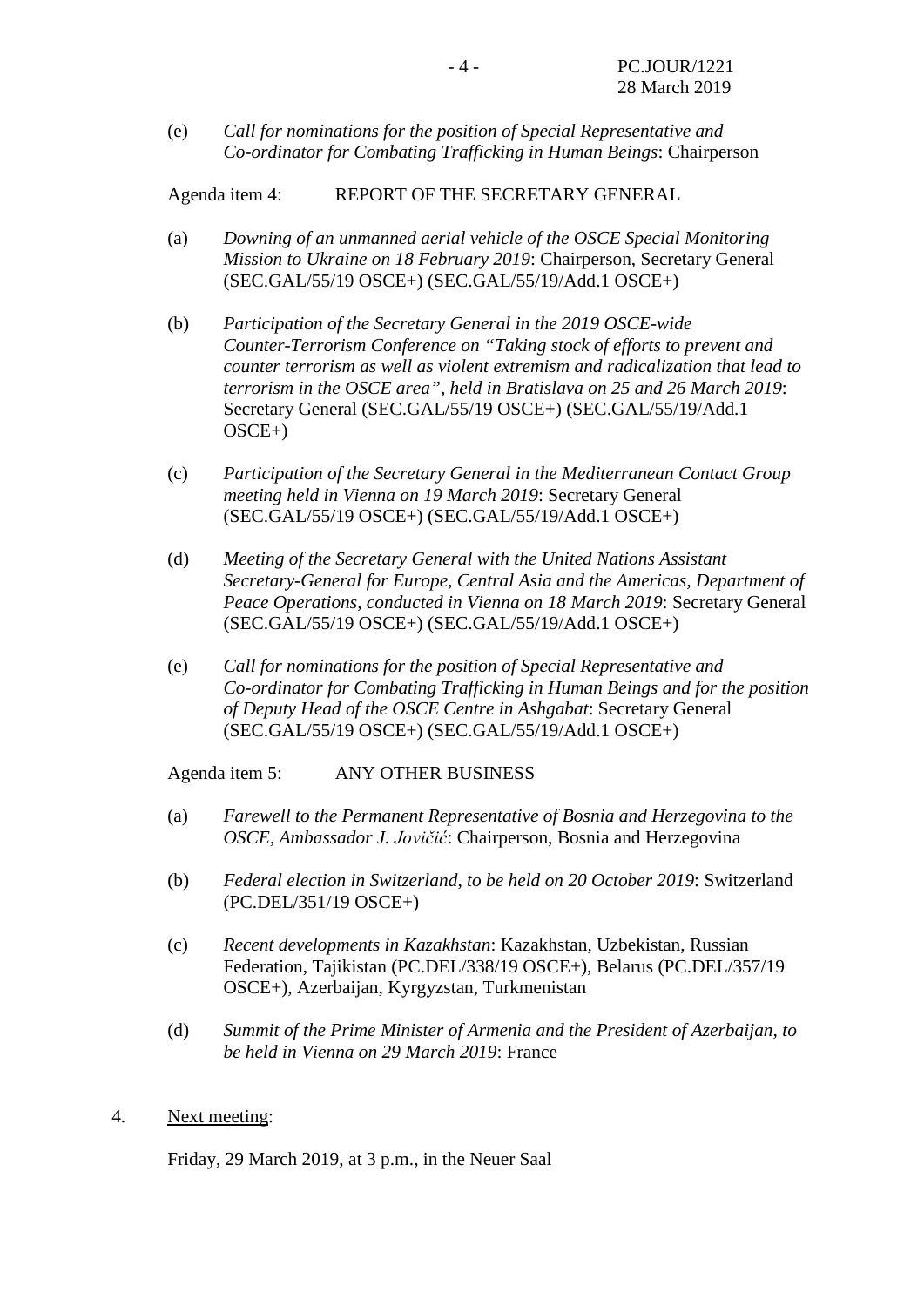(e) *Call for nominations for the position of Special Representative and Co-ordinator for Combating Trafficking in Human Beings*: Chairperson

Agenda item 4: REPORT OF THE SECRETARY GENERAL

(a) *Downing of an unmanned aerial vehicle of the OSCE Special Monitoring Mission to Ukraine on 18 February 2019*: Chairperson, Secretary General (SEC.GAL/55/19 OSCE+) (SEC.GAL/55/19/Add.1 OSCE+)

(b) *Participation of the Secretary General in the 2019 OSCE-wide Counter-Terrorism Conference on "Taking stock of efforts to prevent and counter terrorism as well as violent extremism and radicalization that lead to terrorism in the OSCE area", held in Bratislava on 25 and 26 March 2019*: Secretary General (SEC.GAL/55/19 OSCE+) (SEC.GAL/55/19/Add.1 OSCE+)

(c) *Participation of the Secretary General in the Mediterranean Contact Group meeting held in Vienna on 19 March 2019*: Secretary General (SEC.GAL/55/19 OSCE+) (SEC.GAL/55/19/Add.1 OSCE+)

(d) *Meeting of the Secretary General with the United Nations Assistant Secretary-General for Europe, Central Asia and the Americas, Department of Peace Operations, conducted in Vienna on 18 March 2019*: Secretary General (SEC.GAL/55/19 OSCE+) (SEC.GAL/55/19/Add.1 OSCE+)

(e) *Call for nominations for the position of Special Representative and Co-ordinator for Combating Trafficking in Human Beings and for the position of Deputy Head of the OSCE Centre in Ashgabat*: Secretary General (SEC.GAL/55/19 OSCE+) (SEC.GAL/55/19/Add.1 OSCE+)

Agenda item 5: ANY OTHER BUSINESS

(a) *Farewell to the Permanent Representative of Bosnia and Herzegovina to the OSCE, Ambassador J. Jovičić*: Chairperson, Bosnia and Herzegovina

(b) *Federal election in Switzerland, to be held on 20 October 2019*: Switzerland (PC.DEL/351/19 OSCE+)

(c) *Recent developments in Kazakhstan*: Kazakhstan, Uzbekistan, Russian Federation, Tajikistan (PC.DEL/338/19 OSCE+), Belarus (PC.DEL/357/19 OSCE+), Azerbaijan, Kyrgyzstan, Turkmenistan

(d) *Summit of the Prime Minister of Armenia and the President of Azerbaijan, to be held in Vienna on 29 March 2019*: France

4. Next meeting:

Friday, 29 March 2019, at 3 p.m., in the Neuer Saal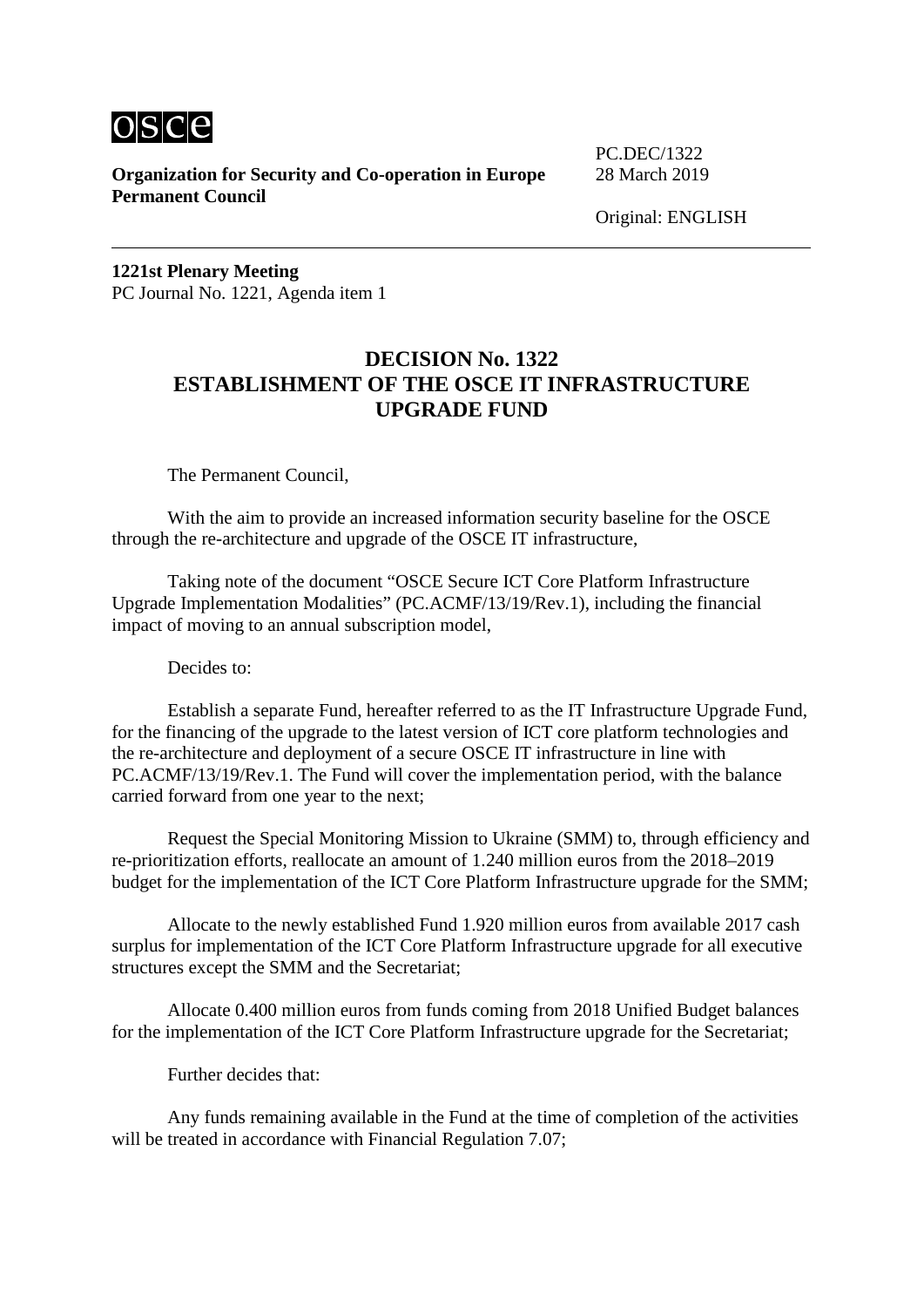**Organization for Security and Co-operation in Europe**
**Permanent Council**

PC.DEC/1322
28 March 2019

Original: ENGLISH

**1221st Plenary Meeting**
PC Journal No. 1221, Agenda item 1

# DECISION No. 1322
# ESTABLISHMENT OF THE OSCE IT INFRASTRUCTURE UPGRADE FUND

The Permanent Council,

With the aim to provide an increased information security baseline for the OSCE through the re-architecture and upgrade of the OSCE IT infrastructure,

Taking note of the document "OSCE Secure ICT Core Platform Infrastructure Upgrade Implementation Modalities" (PC.ACMF/13/19/Rev.1), including the financial impact of moving to an annual subscription model,

Decides to:

Establish a separate Fund, hereafter referred to as the IT Infrastructure Upgrade Fund, for the financing of the upgrade to the latest version of ICT core platform technologies and the re-architecture and deployment of a secure OSCE IT infrastructure in line with PC.ACMF/13/19/Rev.1. The Fund will cover the implementation period, with the balance carried forward from one year to the next;

Request the Special Monitoring Mission to Ukraine (SMM) to, through efficiency and re-prioritization efforts, reallocate an amount of 1.240 million euros from the 2018–2019 budget for the implementation of the ICT Core Platform Infrastructure upgrade for the SMM;

Allocate to the newly established Fund 1.920 million euros from available 2017 cash surplus for implementation of the ICT Core Platform Infrastructure upgrade for all executive structures except the SMM and the Secretariat;

Allocate 0.400 million euros from funds coming from 2018 Unified Budget balances for the implementation of the ICT Core Platform Infrastructure upgrade for the Secretariat;

Further decides that:

Any funds remaining available in the Fund at the time of completion of the activities will be treated in accordance with Financial Regulation 7.07;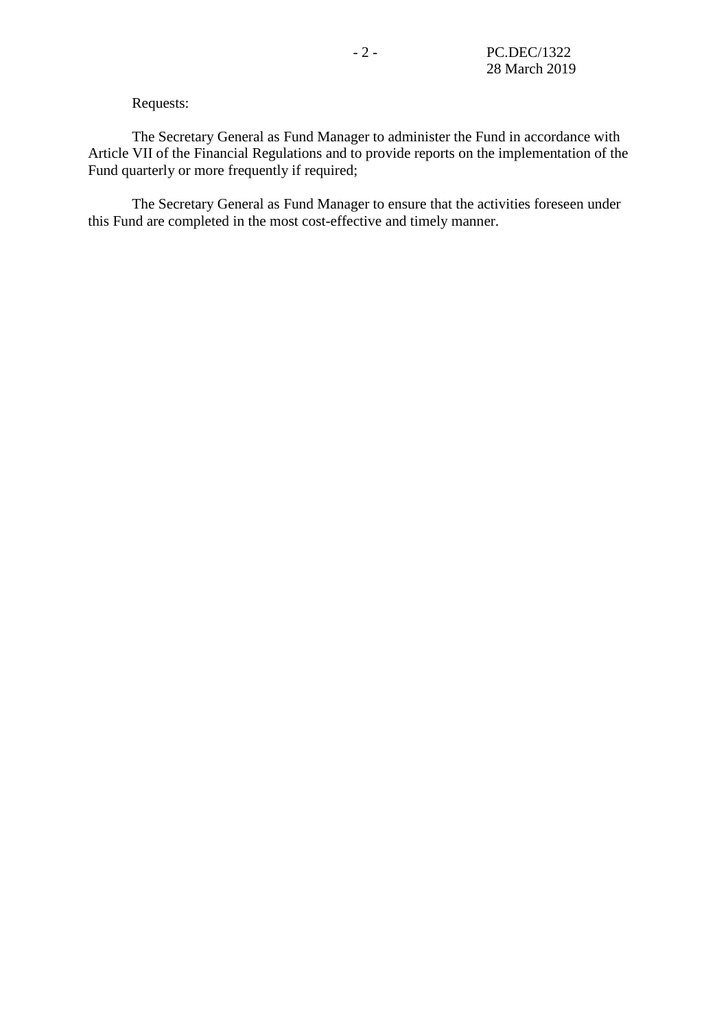Requests:

The Secretary General as Fund Manager to administer the Fund in accordance with Article VII of the Financial Regulations and to provide reports on the implementation of the Fund quarterly or more frequently if required;

The Secretary General as Fund Manager to ensure that the activities foreseen under this Fund are completed in the most cost-effective and timely manner.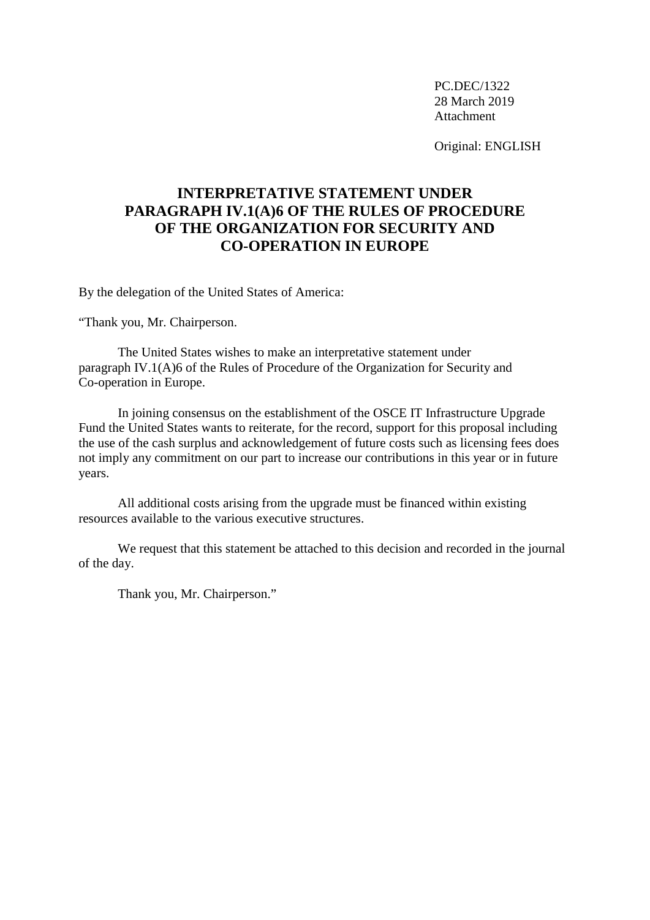PC.DEC/1322
28 March 2019
Attachment

Original: ENGLISH

# INTERPRETATIVE STATEMENT UNDER PARAGRAPH IV.1(A)6 OF THE RULES OF PROCEDURE OF THE ORGANIZATION FOR SECURITY AND CO-OPERATION IN EUROPE

By the delegation of the United States of America:

“Thank you, Mr. Chairperson.

The United States wishes to make an interpretative statement under paragraph IV.1(A)6 of the Rules of Procedure of the Organization for Security and Co-operation in Europe.

In joining consensus on the establishment of the OSCE IT Infrastructure Upgrade Fund the United States wants to reiterate, for the record, support for this proposal including the use of the cash surplus and acknowledgement of future costs such as licensing fees does not imply any commitment on our part to increase our contributions in this year or in future years.

All additional costs arising from the upgrade must be financed within existing resources available to the various executive structures.

We request that this statement be attached to this decision and recorded in the journal of the day.

Thank you, Mr. Chairperson.”